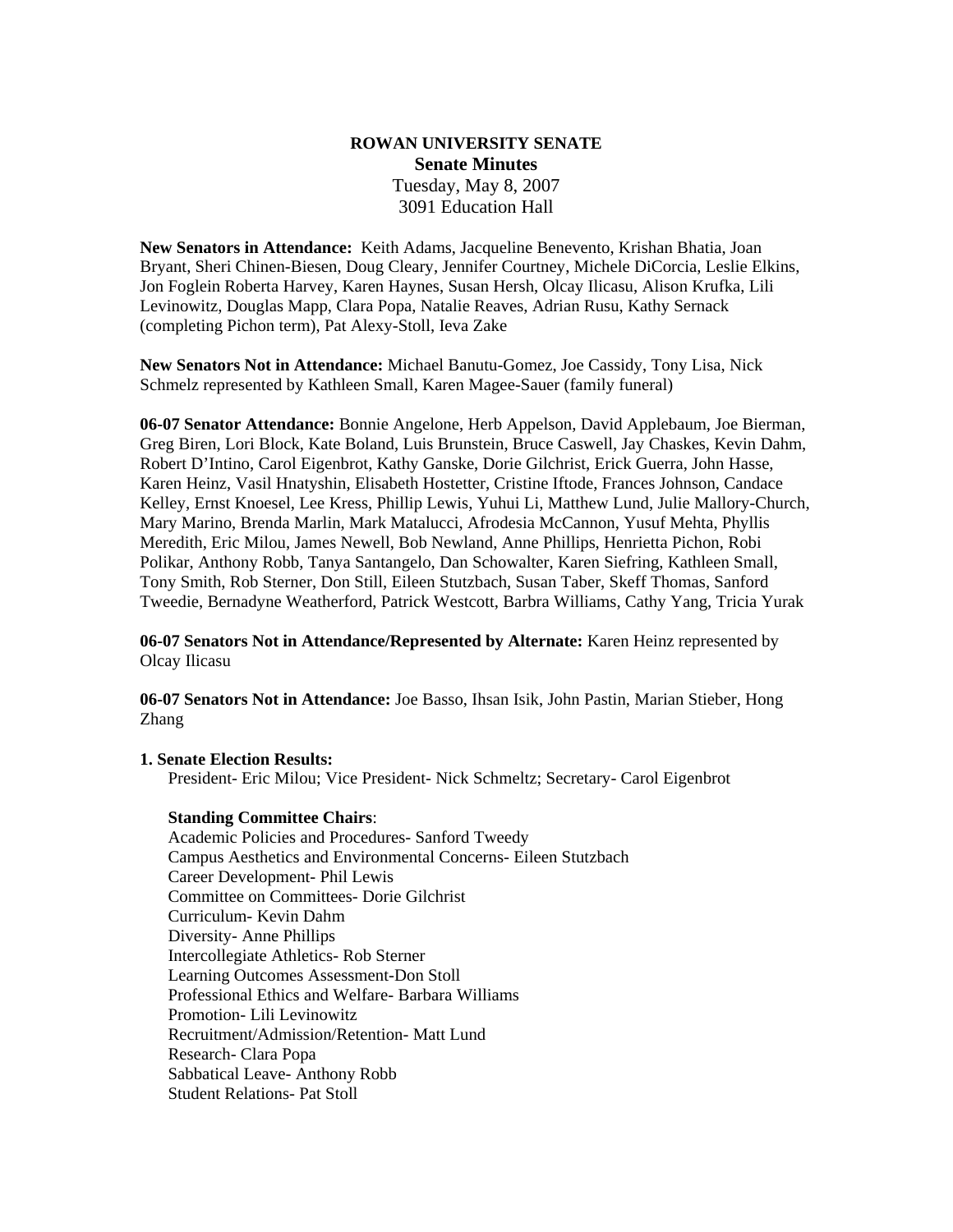**ROWAN UNIVERSITY SENATE**

**Senate Minutes**

Tuesday, May 8, 2007

3091 Education Hall

**New Senators in Attendance:** Keith Adams, Jacqueline Benevento, Krishan Bhatia, Joan Bryant, Sheri Chinen-Biesen, Doug Cleary, Jennifer Courtney, Michele DiCorcia, Leslie Elkins, Jon Foglein Roberta Harvey, Karen Haynes, Susan Hersh, Olcay Ilicasu, Alison Krufka, Lili Levinowitz, Douglas Mapp, Clara Popa, Natalie Reaves, Adrian Rusu, Kathy Sernack (completing Pichon term), Pat Alexy-Stoll, Ieva Zake

**New Senators Not in Attendance:** Michael Banutu-Gomez, Joe Cassidy, Tony Lisa, Nick Schmelz represented by Kathleen Small, Karen Magee-Sauer (family funeral)

**06-07 Senator Attendance:** Bonnie Angelone, Herb Appelson, David Applebaum, Joe Bierman, Greg Biren, Lori Block, Kate Boland, Luis Brunstein, Bruce Caswell, Jay Chaskes, Kevin Dahm, Robert D'Intino, Carol Eigenbrot, Kathy Ganske, Dorie Gilchrist, Erick Guerra, John Hasse, Karen Heinz, Vasil Hnatyshin, Elisabeth Hostetter, Cristine Iftode, Frances Johnson, Candace Kelley, Ernst Knoesel, Lee Kress, Phillip Lewis, Yuhui Li, Matthew Lund, Julie Mallory-Church, Mary Marino, Brenda Marlin, Mark Matalucci, Afrodesia McCannon, Yusuf Mehta, Phyllis Meredith, Eric Milou, James Newell, Bob Newland, Anne Phillips, Henrietta Pichon, Robi Polikar, Anthony Robb, Tanya Santangelo, Dan Schowalter, Karen Siefring, Kathleen Small, Tony Smith, Rob Sterner, Don Still, Eileen Stutzbach, Susan Taber, Skeff Thomas, Sanford Tweedie, Bernadyne Weatherford, Patrick Westcott, Barbra Williams, Cathy Yang, Tricia Yurak

**06-07 Senators Not in Attendance/Represented by Alternate:** Karen Heinz represented by Olcay Ilicasu

**06-07 Senators Not in Attendance:** Joe Basso, Ihsan Isik, John Pastin, Marian Stieber, Hong Zhang

**1. Senate Election Results:**

President- Eric Milou; Vice President- Nick Schmeltz; Secretary- Carol Eigenbrot

**Standing Committee Chairs**:

Academic Policies and Procedures- Sanford Tweedy
Campus Aesthetics and Environmental Concerns- Eileen Stutzbach
Career Development- Phil Lewis
Committee on Committees- Dorie Gilchrist
Curriculum- Kevin Dahm
Diversity- Anne Phillips
Intercollegiate Athletics- Rob Sterner
Learning Outcomes Assessment-Don Stoll
Professional Ethics and Welfare- Barbara Williams
Promotion- Lili Levinowitz
Recruitment/Admission/Retention- Matt Lund
Research- Clara Popa
Sabbatical Leave- Anthony Robb
Student Relations- Pat Stoll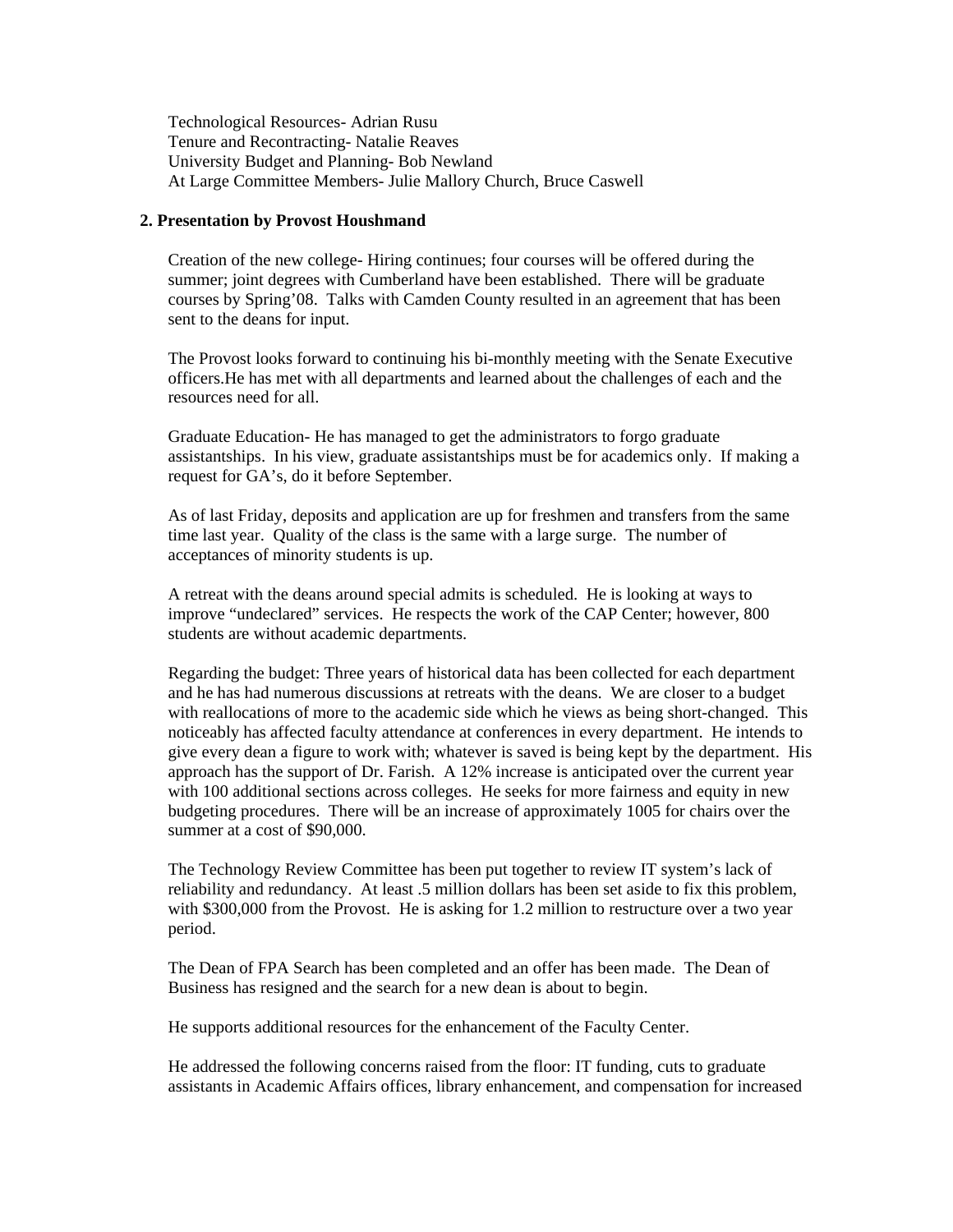Technological Resources- Adrian Rusu
Tenure and Recontracting- Natalie Reaves
University Budget and Planning- Bob Newland
At Large Committee Members- Julie Mallory Church, Bruce Caswell

**2. Presentation by Provost Houshmand**

Creation of the new college- Hiring continues; four courses will be offered during the summer; joint degrees with Cumberland have been established. There will be graduate courses by Spring'08. Talks with Camden County resulted in an agreement that has been sent to the deans for input.

The Provost looks forward to continuing his bi-monthly meeting with the Senate Executive officers.He has met with all departments and learned about the challenges of each and the resources need for all.

Graduate Education- He has managed to get the administrators to forgo graduate assistantships. In his view, graduate assistantships must be for academics only. If making a request for GA's, do it before September.

As of last Friday, deposits and application are up for freshmen and transfers from the same time last year. Quality of the class is the same with a large surge. The number of acceptances of minority students is up.

A retreat with the deans around special admits is scheduled. He is looking at ways to improve "undeclared" services. He respects the work of the CAP Center; however, 800 students are without academic departments.

Regarding the budget: Three years of historical data has been collected for each department and he has had numerous discussions at retreats with the deans. We are closer to a budget with reallocations of more to the academic side which he views as being short-changed. This noticeably has affected faculty attendance at conferences in every department. He intends to give every dean a figure to work with; whatever is saved is being kept by the department. His approach has the support of Dr. Farish. A 12% increase is anticipated over the current year with 100 additional sections across colleges. He seeks for more fairness and equity in new budgeting procedures. There will be an increase of approximately 1005 for chairs over the summer at a cost of $90,000.

The Technology Review Committee has been put together to review IT system's lack of reliability and redundancy. At least .5 million dollars has been set aside to fix this problem, with $300,000 from the Provost. He is asking for 1.2 million to restructure over a two year period.

The Dean of FPA Search has been completed and an offer has been made. The Dean of Business has resigned and the search for a new dean is about to begin.

He supports additional resources for the enhancement of the Faculty Center.

He addressed the following concerns raised from the floor: IT funding, cuts to graduate assistants in Academic Affairs offices, library enhancement, and compensation for increased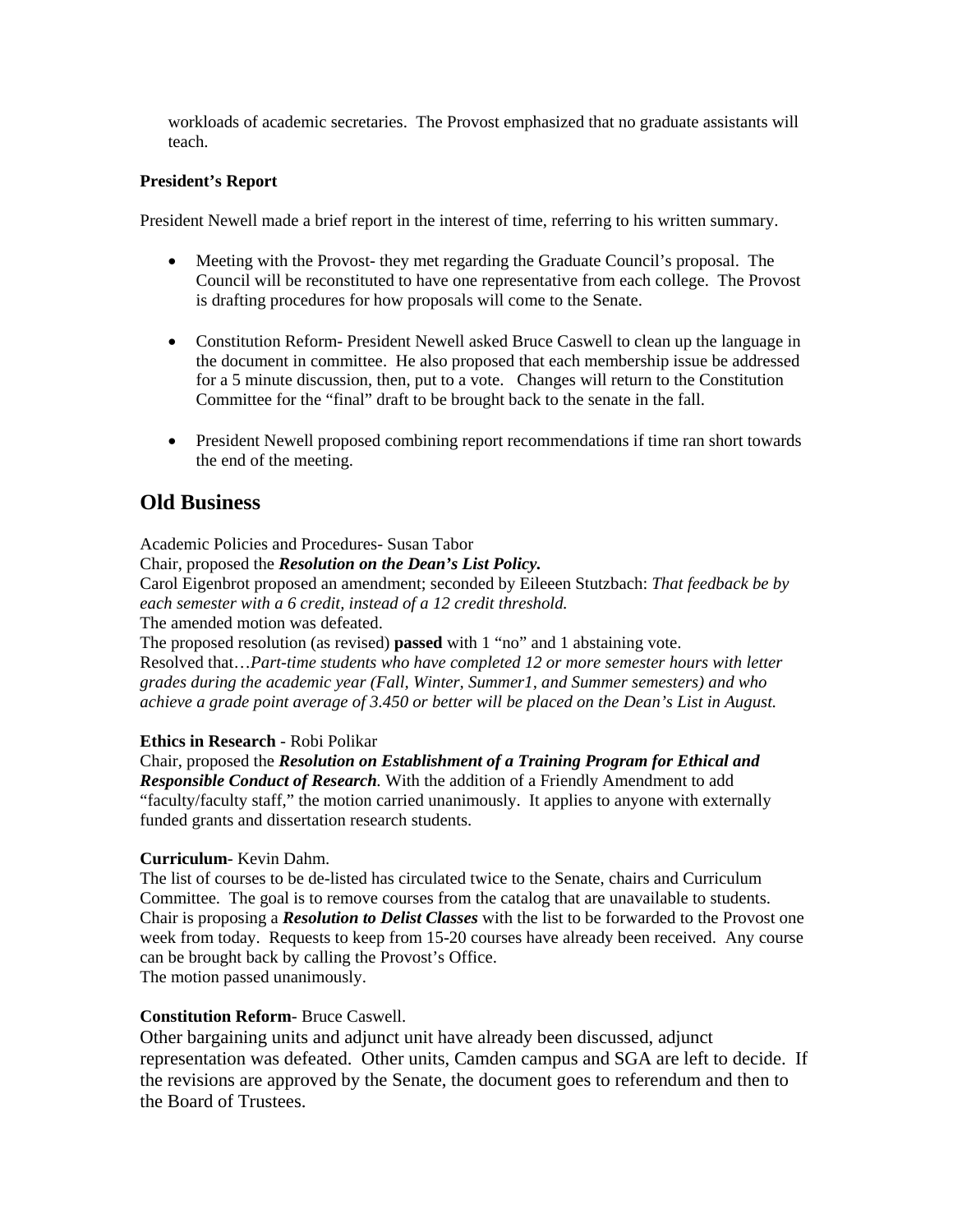workloads of academic secretaries. The Provost emphasized that no graduate assistants will teach.

**President's Report**

President Newell made a brief report in the interest of time, referring to his written summary.

- Meeting with the Provost- they met regarding the Graduate Council's proposal. The Council will be reconstituted to have one representative from each college. The Provost is drafting procedures for how proposals will come to the Senate.

- Constitution Reform- President Newell asked Bruce Caswell to clean up the language in the document in committee. He also proposed that each membership issue be addressed for a 5 minute discussion, then, put to a vote. Changes will return to the Constitution Committee for the "final" draft to be brought back to the senate in the fall.

- President Newell proposed combining report recommendations if time ran short towards the end of the meeting.

## Old Business

Academic Policies and Procedures- Susan Tabor
Chair, proposed the ***Resolution on the Dean's List Policy.***
Carol Eigenbrot proposed an amendment; seconded by Eileeen Stutzbach: *That feedback be by each semester with a 6 credit, instead of a 12 credit threshold.*
The amended motion was defeated.
The proposed resolution (as revised) **passed** with 1 "no" and 1 abstaining vote.
Resolved that…*Part-time students who have completed 12 or more semester hours with letter grades during the academic year (Fall, Winter, Summer1, and Summer semesters) and who achieve a grade point average of 3.450 or better will be placed on the Dean's List in August.*

**Ethics in Research** - Robi Polikar
Chair, proposed the ***Resolution on Establishment of a Training Program for Ethical and Responsible Conduct of Research***. With the addition of a Friendly Amendment to add "faculty/faculty staff," the motion carried unanimously. It applies to anyone with externally funded grants and dissertation research students.

**Curriculum**- Kevin Dahm.
The list of courses to be de-listed has circulated twice to the Senate, chairs and Curriculum Committee. The goal is to remove courses from the catalog that are unavailable to students. Chair is proposing a ***Resolution to Delist Classes*** with the list to be forwarded to the Provost one week from today. Requests to keep from 15-20 courses have already been received. Any course can be brought back by calling the Provost's Office.
The motion passed unanimously.

**Constitution Reform**- Bruce Caswell.
Other bargaining units and adjunct unit have already been discussed, adjunct representation was defeated. Other units, Camden campus and SGA are left to decide. If the revisions are approved by the Senate, the document goes to referendum and then to the Board of Trustees.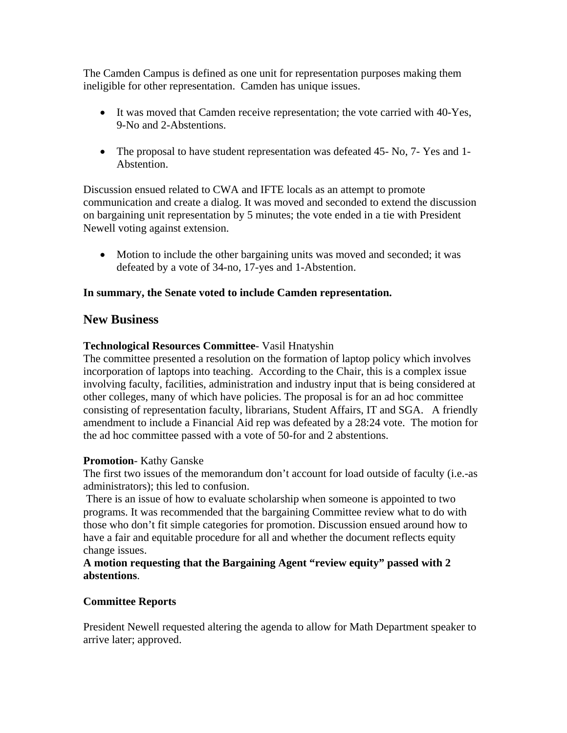The Camden Campus is defined as one unit for representation purposes making them ineligible for other representation. Camden has unique issues.

- It was moved that Camden receive representation; the vote carried with 40-Yes, 9-No and 2-Abstentions.

- The proposal to have student representation was defeated 45- No, 7- Yes and 1- Abstention.

Discussion ensued related to CWA and IFTE locals as an attempt to promote communication and create a dialog. It was moved and seconded to extend the discussion on bargaining unit representation by 5 minutes; the vote ended in a tie with President Newell voting against extension.

- Motion to include the other bargaining units was moved and seconded; it was defeated by a vote of 34-no, 17-yes and 1-Abstention.

**In summary, the Senate voted to include Camden representation.**

## New Business

**Technological Resources Committee**- Vasil Hnatyshin
The committee presented a resolution on the formation of laptop policy which involves incorporation of laptops into teaching. According to the Chair, this is a complex issue involving faculty, facilities, administration and industry input that is being considered at other colleges, many of which have policies. The proposal is for an ad hoc committee consisting of representation faculty, librarians, Student Affairs, IT and SGA. A friendly amendment to include a Financial Aid rep was defeated by a 28:24 vote. The motion for the ad hoc committee passed with a vote of 50-for and 2 abstentions.

**Promotion**- Kathy Ganske
The first two issues of the memorandum don't account for load outside of faculty (i.e.-as administrators); this led to confusion.
There is an issue of how to evaluate scholarship when someone is appointed to two programs. It was recommended that the bargaining Committee review what to do with those who don't fit simple categories for promotion. Discussion ensued around how to have a fair and equitable procedure for all and whether the document reflects equity change issues.
**A motion requesting that the Bargaining Agent "review equity" passed with 2 abstentions**.

**Committee Reports**

President Newell requested altering the agenda to allow for Math Department speaker to arrive later; approved.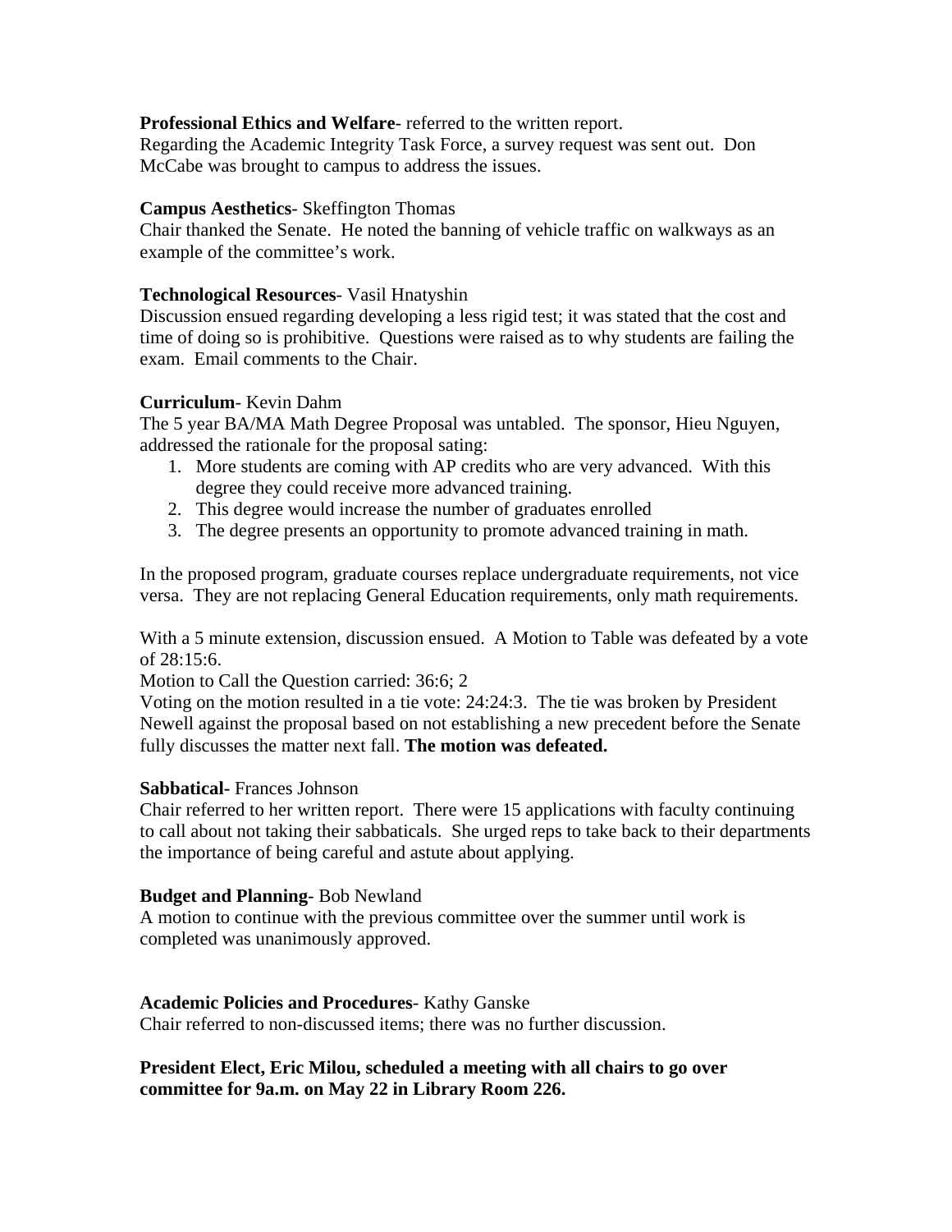**Professional Ethics and Welfare**- referred to the written report.
Regarding the Academic Integrity Task Force, a survey request was sent out. Don McCabe was brought to campus to address the issues.

**Campus Aesthetics**- Skeffington Thomas
Chair thanked the Senate. He noted the banning of vehicle traffic on walkways as an example of the committee's work.

**Technological Resources**- Vasil Hnatyshin
Discussion ensued regarding developing a less rigid test; it was stated that the cost and time of doing so is prohibitive. Questions were raised as to why students are failing the exam. Email comments to the Chair.

**Curriculum**- Kevin Dahm
The 5 year BA/MA Math Degree Proposal was untabled. The sponsor, Hieu Nguyen, addressed the rationale for the proposal sating:

1. More students are coming with AP credits who are very advanced. With this degree they could receive more advanced training.
2. This degree would increase the number of graduates enrolled
3. The degree presents an opportunity to promote advanced training in math.

In the proposed program, graduate courses replace undergraduate requirements, not vice versa. They are not replacing General Education requirements, only math requirements.

With a 5 minute extension, discussion ensued. A Motion to Table was defeated by a vote of 28:15:6.
Motion to Call the Question carried: 36:6; 2
Voting on the motion resulted in a tie vote: 24:24:3. The tie was broken by President Newell against the proposal based on not establishing a new precedent before the Senate fully discusses the matter next fall. **The motion was defeated.**

**Sabbatical-** Frances Johnson
Chair referred to her written report. There were 15 applications with faculty continuing to call about not taking their sabbaticals. She urged reps to take back to their departments the importance of being careful and astute about applying.

**Budget and Planning**- Bob Newland
A motion to continue with the previous committee over the summer until work is completed was unanimously approved.

**Academic Policies and Procedures**- Kathy Ganske
Chair referred to non-discussed items; there was no further discussion.

**President Elect, Eric Milou, scheduled a meeting with all chairs to go over committee for 9a.m. on May 22 in Library Room 226.**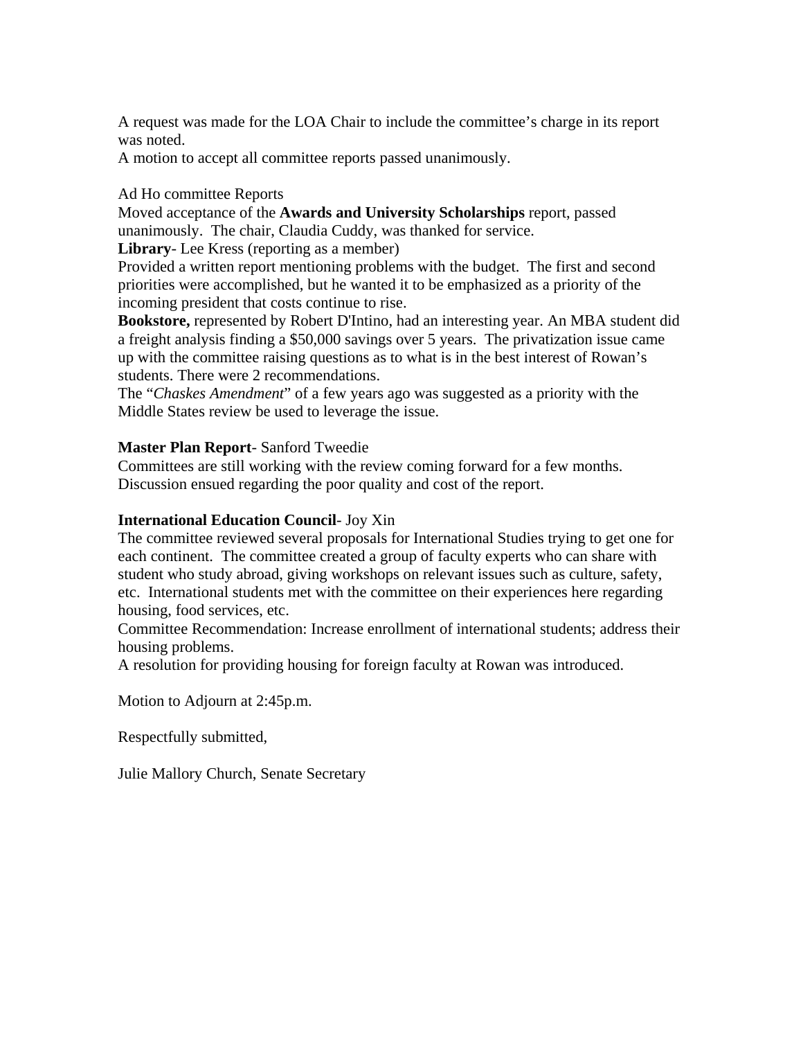A request was made for the LOA Chair to include the committee's charge in its report was noted.
A motion to accept all committee reports passed unanimously.

Ad Ho committee Reports
Moved acceptance of the **Awards and University Scholarships** report, passed unanimously. The chair, Claudia Cuddy, was thanked for service.
**Library**- Lee Kress (reporting as a member)
Provided a written report mentioning problems with the budget. The first and second priorities were accomplished, but he wanted it to be emphasized as a priority of the incoming president that costs continue to rise.
**Bookstore,** represented by Robert D'Intino, had an interesting year. An MBA student did a freight analysis finding a $50,000 savings over 5 years. The privatization issue came up with the committee raising questions as to what is in the best interest of Rowan's students. There were 2 recommendations.
The "*Chaskes Amendment*" of a few years ago was suggested as a priority with the Middle States review be used to leverage the issue.

**Master Plan Report**- Sanford Tweedie
Committees are still working with the review coming forward for a few months. Discussion ensued regarding the poor quality and cost of the report.

**International Education Council**- Joy Xin
The committee reviewed several proposals for International Studies trying to get one for each continent. The committee created a group of faculty experts who can share with student who study abroad, giving workshops on relevant issues such as culture, safety, etc. International students met with the committee on their experiences here regarding housing, food services, etc.
Committee Recommendation: Increase enrollment of international students; address their housing problems.
A resolution for providing housing for foreign faculty at Rowan was introduced.

Motion to Adjourn at 2:45p.m.

Respectfully submitted,

Julie Mallory Church, Senate Secretary